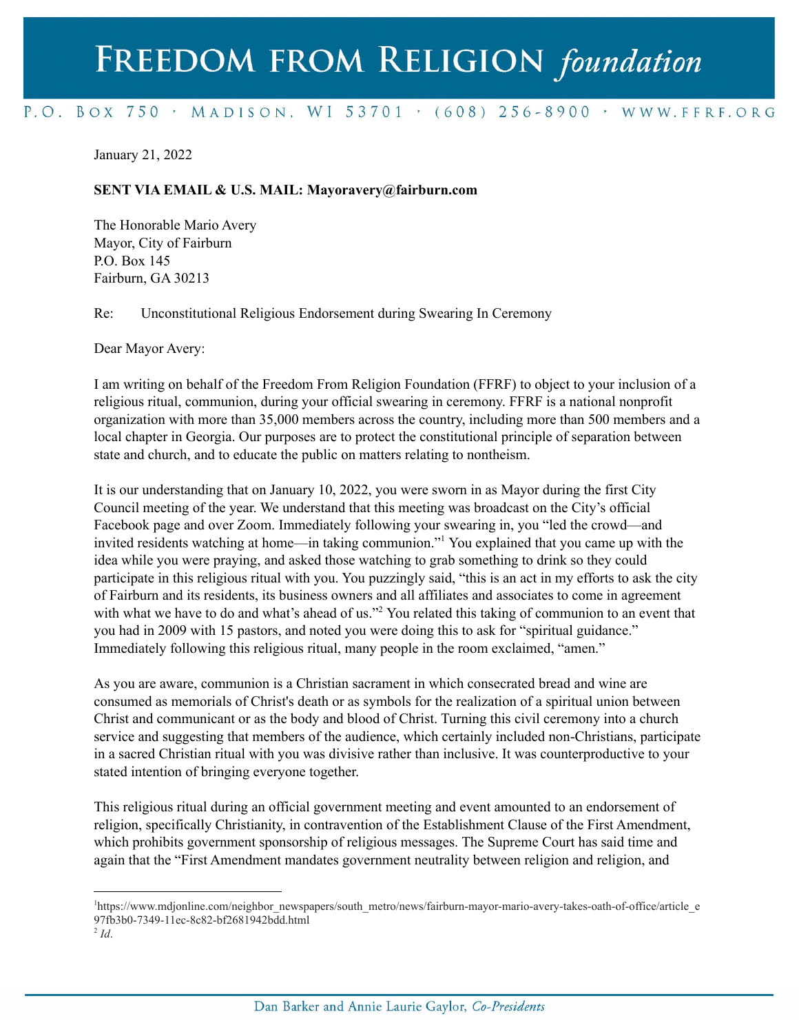# Freedom from Religion *foundation*

P.O. Box 750 · Madison, WI 53701 · (608) 256-8900 · www.ffrf.org

January 21, 2022

**SENT VIA EMAIL & U.S. MAIL: Mayoravery@fairburn.com**

The Honorable Mario Avery
Mayor, City of Fairburn
P.O. Box 145
Fairburn, GA 30213

Re: Unconstitutional Religious Endorsement during Swearing In Ceremony

Dear Mayor Avery:

I am writing on behalf of the Freedom From Religion Foundation (FFRF) to object to your inclusion of a religious ritual, communion, during your official swearing in ceremony. FFRF is a national nonprofit organization with more than 35,000 members across the country, including more than 500 members and a local chapter in Georgia. Our purposes are to protect the constitutional principle of separation between state and church, and to educate the public on matters relating to nontheism.

It is our understanding that on January 10, 2022, you were sworn in as Mayor during the first City Council meeting of the year. We understand that this meeting was broadcast on the City's official Facebook page and over Zoom. Immediately following your swearing in, you "led the crowd—and invited residents watching at home—in taking communion."[1] You explained that you came up with the idea while you were praying, and asked those watching to grab something to drink so they could participate in this religious ritual with you. You puzzlingly said, "this is an act in my efforts to ask the city of Fairburn and its residents, its business owners and all affiliates and associates to come in agreement with what we have to do and what's ahead of us."[2] You related this taking of communion to an event that you had in 2009 with 15 pastors, and noted you were doing this to ask for "spiritual guidance." Immediately following this religious ritual, many people in the room exclaimed, "amen."

As you are aware, communion is a Christian sacrament in which consecrated bread and wine are consumed as memorials of Christ's death or as symbols for the realization of a spiritual union between Christ and communicant or as the body and blood of Christ. Turning this civil ceremony into a church service and suggesting that members of the audience, which certainly included non-Christians, participate in a sacred Christian ritual with you was divisive rather than inclusive. It was counterproductive to your stated intention of bringing everyone together.

This religious ritual during an official government meeting and event amounted to an endorsement of religion, specifically Christianity, in contravention of the Establishment Clause of the First Amendment, which prohibits government sponsorship of religious messages. The Supreme Court has said time and again that the "First Amendment mandates government neutrality between religion and religion, and

---

[1] https://www.mdjonline.com/neighbor_newspapers/south_metro/news/fairburn-mayor-mario-avery-takes-oath-of-office/article_e97fb3b0-7349-11ec-8c82-bf2681942bdd.html

[2] *Id*.

Dan Barker and Annie Laurie Gaylor, *Co-Presidents*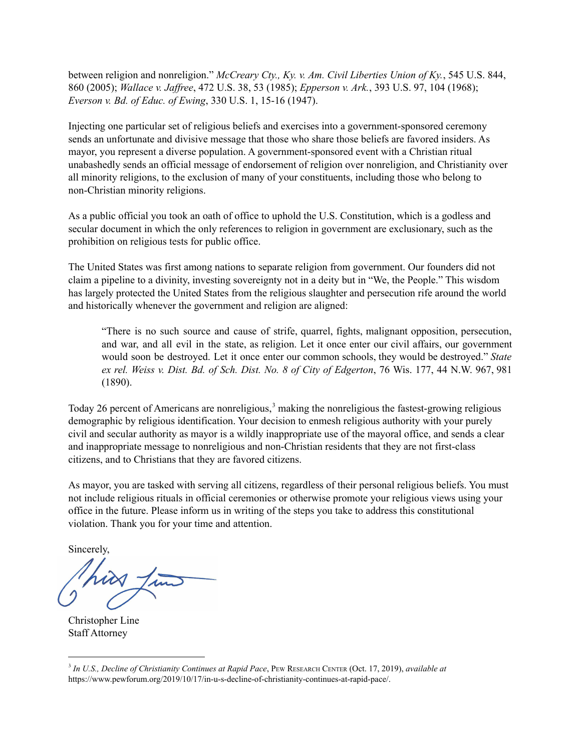between religion and nonreligion." *McCreary Cty., Ky. v. Am. Civil Liberties Union of Ky.*, 545 U.S. 844, 860 (2005); *Wallace v. Jaffree*, 472 U.S. 38, 53 (1985); *Epperson v. Ark.*, 393 U.S. 97, 104 (1968); *Everson v. Bd. of Educ. of Ewing*, 330 U.S. 1, 15-16 (1947).

Injecting one particular set of religious beliefs and exercises into a government-sponsored ceremony sends an unfortunate and divisive message that those who share those beliefs are favored insiders. As mayor, you represent a diverse population. A government-sponsored event with a Christian ritual unabashedly sends an official message of endorsement of religion over nonreligion, and Christianity over all minority religions, to the exclusion of many of your constituents, including those who belong to non-Christian minority religions.

As a public official you took an oath of office to uphold the U.S. Constitution, which is a godless and secular document in which the only references to religion in government are exclusionary, such as the prohibition on religious tests for public office.

The United States was first among nations to separate religion from government. Our founders did not claim a pipeline to a divinity, investing sovereignty not in a deity but in "We, the People." This wisdom has largely protected the United States from the religious slaughter and persecution rife around the world and historically whenever the government and religion are aligned:

> "There is no such source and cause of strife, quarrel, fights, malignant opposition, persecution, and war, and all evil in the state, as religion. Let it once enter our civil affairs, our government would soon be destroyed. Let it once enter our common schools, they would be destroyed." *State ex rel. Weiss v. Dist. Bd. of Sch. Dist. No. 8 of City of Edgerton*, 76 Wis. 177, 44 N.W. 967, 981 (1890).

Today 26 percent of Americans are nonreligious,[3] making the nonreligious the fastest-growing religious demographic by religious identification. Your decision to enmesh religious authority with your purely civil and secular authority as mayor is a wildly inappropriate use of the mayoral office, and sends a clear and inappropriate message to nonreligious and non-Christian residents that they are not first-class citizens, and to Christians that they are favored citizens.

As mayor, you are tasked with serving all citizens, regardless of their personal religious beliefs. You must not include religious rituals in official ceremonies or otherwise promote your religious views using your office in the future. Please inform us in writing of the steps you take to address this constitutional violation. Thank you for your time and attention.

Sincerely,

Christopher Line
Staff Attorney

---

[3] *In U.S., Decline of Christianity Continues at Rapid Pace*, Pew Research Center (Oct. 17, 2019), *available at* https://www.pewforum.org/2019/10/17/in-u-s-decline-of-christianity-continues-at-rapid-pace/.